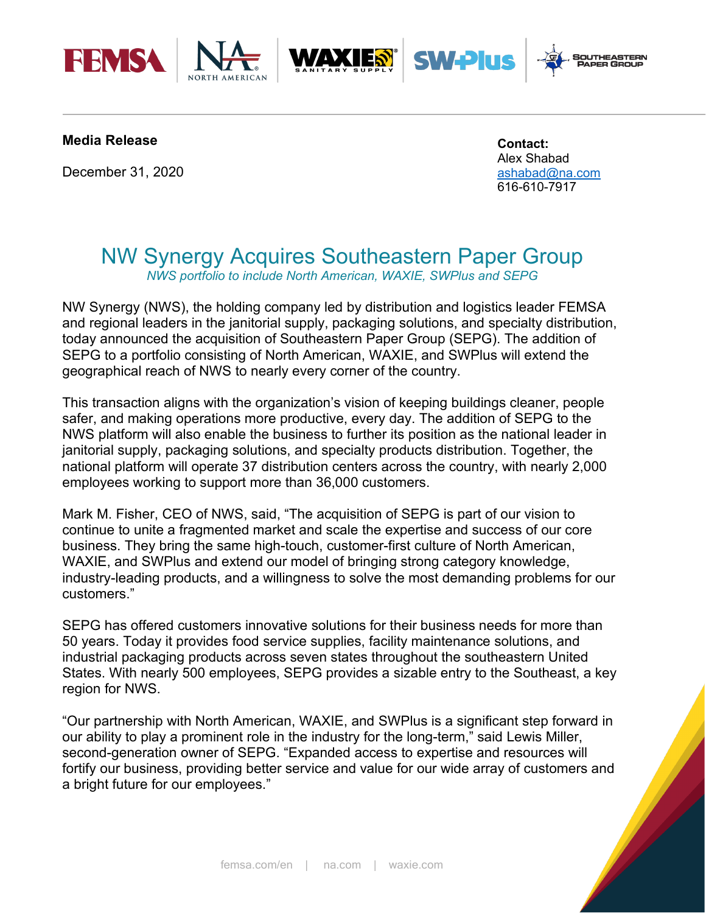**Media Release**

December 31, 2020

**Contact:**
Alex Shabad
ashabad@na.com
616-610-7917

# NW Synergy Acquires Southeastern Paper Group

*NWS portfolio to include North American, WAXIE, SWPlus and SEPG*

NW Synergy (NWS), the holding company led by distribution and logistics leader FEMSA and regional leaders in the janitorial supply, packaging solutions, and specialty distribution, today announced the acquisition of Southeastern Paper Group (SEPG). The addition of SEPG to a portfolio consisting of North American, WAXIE, and SWPlus will extend the geographical reach of NWS to nearly every corner of the country.

This transaction aligns with the organization's vision of keeping buildings cleaner, people safer, and making operations more productive, every day. The addition of SEPG to the NWS platform will also enable the business to further its position as the national leader in janitorial supply, packaging solutions, and specialty products distribution. Together, the national platform will operate 37 distribution centers across the country, with nearly 2,000 employees working to support more than 36,000 customers.

Mark M. Fisher, CEO of NWS, said, "The acquisition of SEPG is part of our vision to continue to unite a fragmented market and scale the expertise and success of our core business. They bring the same high-touch, customer-first culture of North American, WAXIE, and SWPlus and extend our model of bringing strong category knowledge, industry-leading products, and a willingness to solve the most demanding problems for our customers."

SEPG has offered customers innovative solutions for their business needs for more than 50 years. Today it provides food service supplies, facility maintenance solutions, and industrial packaging products across seven states throughout the southeastern United States. With nearly 500 employees, SEPG provides a sizable entry to the Southeast, a key region for NWS.

"Our partnership with North American, WAXIE, and SWPlus is a significant step forward in our ability to play a prominent role in the industry for the long-term," said Lewis Miller, second-generation owner of SEPG. "Expanded access to expertise and resources will fortify our business, providing better service and value for our wide array of customers and a bright future for our employees."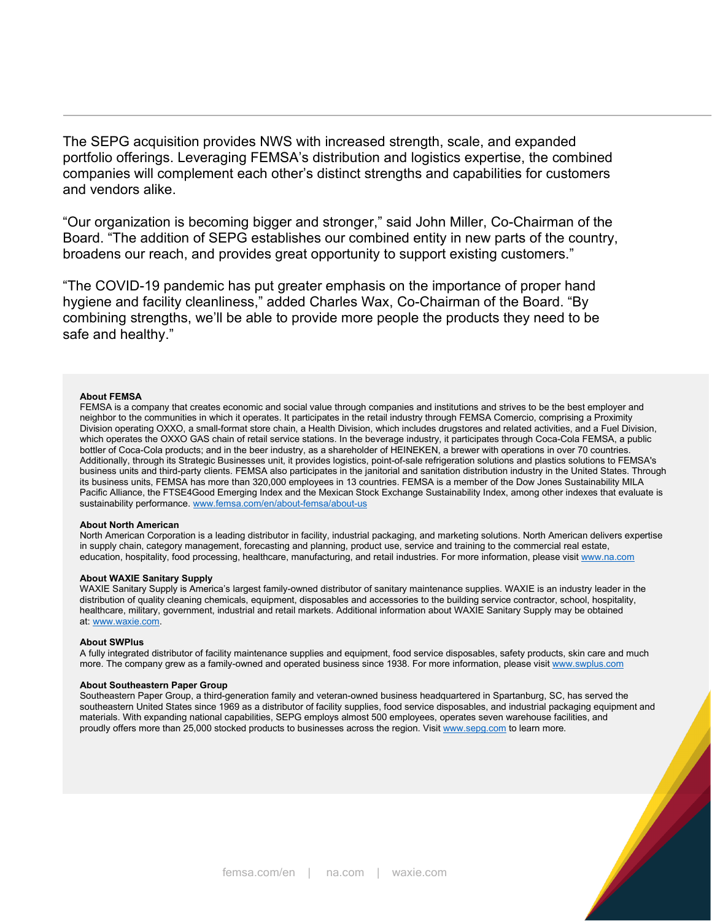The SEPG acquisition provides NWS with increased strength, scale, and expanded portfolio offerings. Leveraging FEMSA's distribution and logistics expertise, the combined companies will complement each other's distinct strengths and capabilities for customers and vendors alike.

"Our organization is becoming bigger and stronger," said John Miller, Co-Chairman of the Board. "The addition of SEPG establishes our combined entity in new parts of the country, broadens our reach, and provides great opportunity to support existing customers."

"The COVID-19 pandemic has put greater emphasis on the importance of proper hand hygiene and facility cleanliness," added Charles Wax, Co-Chairman of the Board. "By combining strengths, we'll be able to provide more people the products they need to be safe and healthy."

**About FEMSA**
FEMSA is a company that creates economic and social value through companies and institutions and strives to be the best employer and neighbor to the communities in which it operates. It participates in the retail industry through FEMSA Comercio, comprising a Proximity Division operating OXXO, a small-format store chain, a Health Division, which includes drugstores and related activities, and a Fuel Division, which operates the OXXO GAS chain of retail service stations. In the beverage industry, it participates through Coca-Cola FEMSA, a public bottler of Coca-Cola products; and in the beer industry, as a shareholder of HEINEKEN, a brewer with operations in over 70 countries. Additionally, through its Strategic Businesses unit, it provides logistics, point-of-sale refrigeration solutions and plastics solutions to FEMSA's business units and third-party clients. FEMSA also participates in the janitorial and sanitation distribution industry in the United States. Through its business units, FEMSA has more than 320,000 employees in 13 countries. FEMSA is a member of the Dow Jones Sustainability MILA Pacific Alliance, the FTSE4Good Emerging Index and the Mexican Stock Exchange Sustainability Index, among other indexes that evaluate is sustainability performance. www.femsa.com/en/about-femsa/about-us

**About North American**
North American Corporation is a leading distributor in facility, industrial packaging, and marketing solutions. North American delivers expertise in supply chain, category management, forecasting and planning, product use, service and training to the commercial real estate, education, hospitality, food processing, healthcare, manufacturing, and retail industries. For more information, please visit www.na.com

**About WAXIE Sanitary Supply**
WAXIE Sanitary Supply is America's largest family-owned distributor of sanitary maintenance supplies. WAXIE is an industry leader in the distribution of quality cleaning chemicals, equipment, disposables and accessories to the building service contractor, school, hospitality, healthcare, military, government, industrial and retail markets. Additional information about WAXIE Sanitary Supply may be obtained at: www.waxie.com.

**About SWPlus**
A fully integrated distributor of facility maintenance supplies and equipment, food service disposables, safety products, skin care and much more. The company grew as a family-owned and operated business since 1938. For more information, please visit www.swplus.com

**About Southeastern Paper Group**
Southeastern Paper Group, a third-generation family and veteran-owned business headquartered in Spartanburg, SC, has served the southeastern United States since 1969 as a distributor of facility supplies, food service disposables, and industrial packaging equipment and materials. With expanding national capabilities, SEPG employs almost 500 employees, operates seven warehouse facilities, and proudly offers more than 25,000 stocked products to businesses across the region. Visit www.sepg.com to learn more.